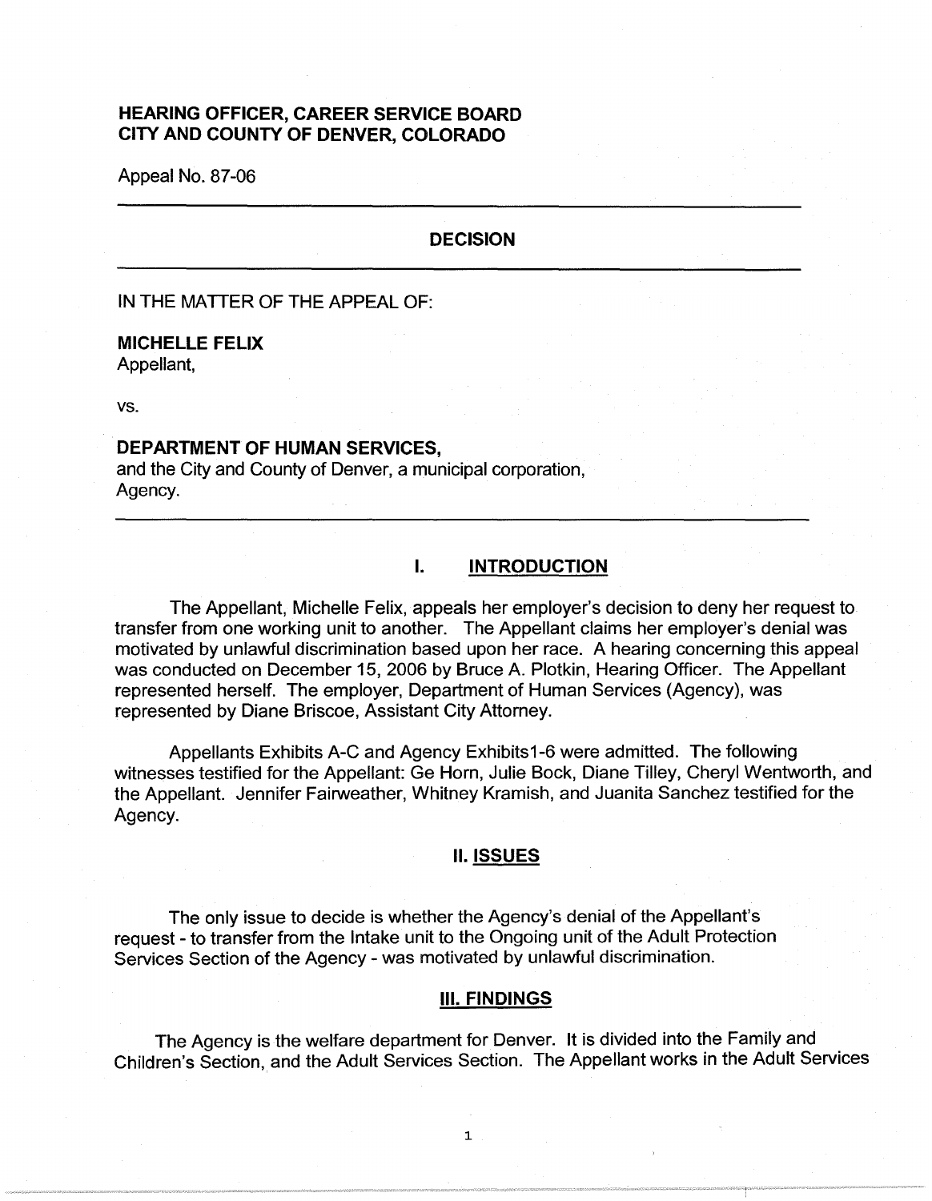**HEARING OFFICER, CAREER SERVICE BOARD**
**CITY AND COUNTY OF DENVER, COLORADO**

Appeal No. 87-06

---

## DECISION

---

IN THE MATTER OF THE APPEAL OF:

**MICHELLE FELIX**
Appellant,

vs.

**DEPARTMENT OF HUMAN SERVICES,**
and the City and County of Denver, a municipal corporation,
Agency.

---

## I. INTRODUCTION

The Appellant, Michelle Felix, appeals her employer's decision to deny her request to transfer from one working unit to another. The Appellant claims her employer's denial was motivated by unlawful discrimination based upon her race. A hearing concerning this appeal was conducted on December 15, 2006 by Bruce A. Plotkin, Hearing Officer. The Appellant represented herself. The employer, Department of Human Services (Agency), was represented by Diane Briscoe, Assistant City Attorney.

Appellants Exhibits A-C and Agency Exhibits1-6 were admitted. The following witnesses testified for the Appellant: Ge Horn, Julie Bock, Diane Tilley, Cheryl Wentworth, and the Appellant. Jennifer Fairweather, Whitney Kramish, and Juanita Sanchez testified for the Agency.

## II. ISSUES

The only issue to decide is whether the Agency's denial of the Appellant's request - to transfer from the Intake unit to the Ongoing unit of the Adult Protection Services Section of the Agency - was motivated by unlawful discrimination.

## III. FINDINGS

The Agency is the welfare department for Denver. It is divided into the Family and Children's Section, and the Adult Services Section. The Appellant works in the Adult Services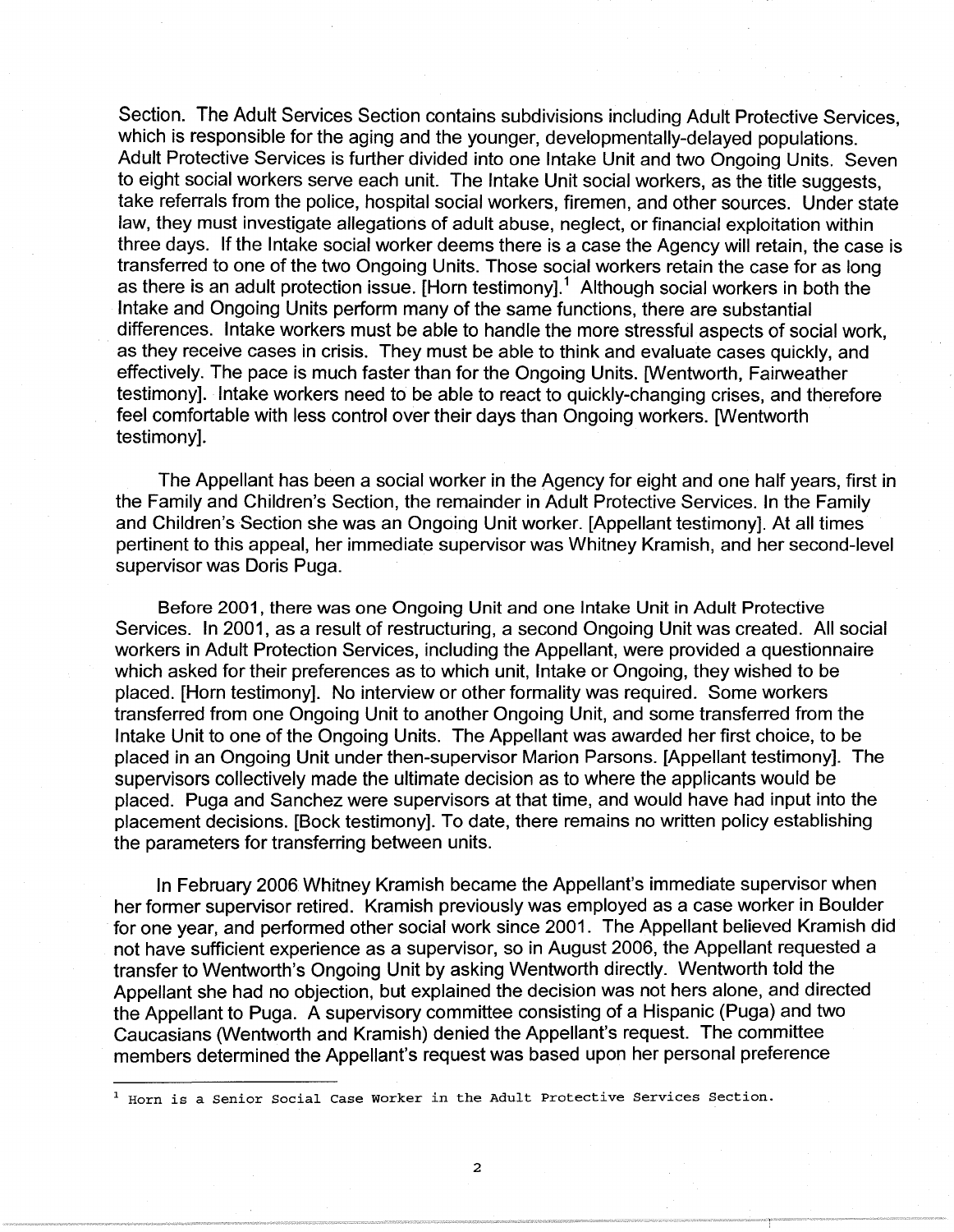Section. The Adult Services Section contains subdivisions including Adult Protective Services, which is responsible for the aging and the younger, developmentally-delayed populations. Adult Protective Services is further divided into one Intake Unit and two Ongoing Units. Seven to eight social workers serve each unit. The Intake Unit social workers, as the title suggests, take referrals from the police, hospital social workers, firemen, and other sources. Under state law, they must investigate allegations of adult abuse, neglect, or financial exploitation within three days. If the Intake social worker deems there is a case the Agency will retain, the case is transferred to one of the two Ongoing Units. Those social workers retain the case for as long as there is an adult protection issue. [Horn testimony].[1] Although social workers in both the Intake and Ongoing Units perform many of the same functions, there are substantial differences. Intake workers must be able to handle the more stressful aspects of social work, as they receive cases in crisis. They must be able to think and evaluate cases quickly, and effectively. The pace is much faster than for the Ongoing Units. [Wentworth, Fairweather testimony]. Intake workers need to be able to react to quickly-changing crises, and therefore feel comfortable with less control over their days than Ongoing workers. [Wentworth testimony].

The Appellant has been a social worker in the Agency for eight and one half years, first in the Family and Children's Section, the remainder in Adult Protective Services. In the Family and Children's Section she was an Ongoing Unit worker. [Appellant testimony]. At all times pertinent to this appeal, her immediate supervisor was Whitney Kramish, and her second-level supervisor was Doris Puga.

Before 2001, there was one Ongoing Unit and one Intake Unit in Adult Protective Services. In 2001, as a result of restructuring, a second Ongoing Unit was created. All social workers in Adult Protection Services, including the Appellant, were provided a questionnaire which asked for their preferences as to which unit, Intake or Ongoing, they wished to be placed. [Horn testimony]. No interview or other formality was required. Some workers transferred from one Ongoing Unit to another Ongoing Unit, and some transferred from the Intake Unit to one of the Ongoing Units. The Appellant was awarded her first choice, to be placed in an Ongoing Unit under then-supervisor Marion Parsons. [Appellant testimony]. The supervisors collectively made the ultimate decision as to where the applicants would be placed. Puga and Sanchez were supervisors at that time, and would have had input into the placement decisions. [Bock testimony]. To date, there remains no written policy establishing the parameters for transferring between units.

In February 2006 Whitney Kramish became the Appellant's immediate supervisor when her former supervisor retired. Kramish previously was employed as a case worker in Boulder for one year, and performed other social work since 2001. The Appellant believed Kramish did not have sufficient experience as a supervisor, so in August 2006, the Appellant requested a transfer to Wentworth's Ongoing Unit by asking Wentworth directly. Wentworth told the Appellant she had no objection, but explained the decision was not hers alone, and directed the Appellant to Puga. A supervisory committee consisting of a Hispanic (Puga) and two Caucasians (Wentworth and Kramish) denied the Appellant's request. The committee members determined the Appellant's request was based upon her personal preference

---

[1] Horn is a Senior Social Case Worker in the Adult Protective Services Section.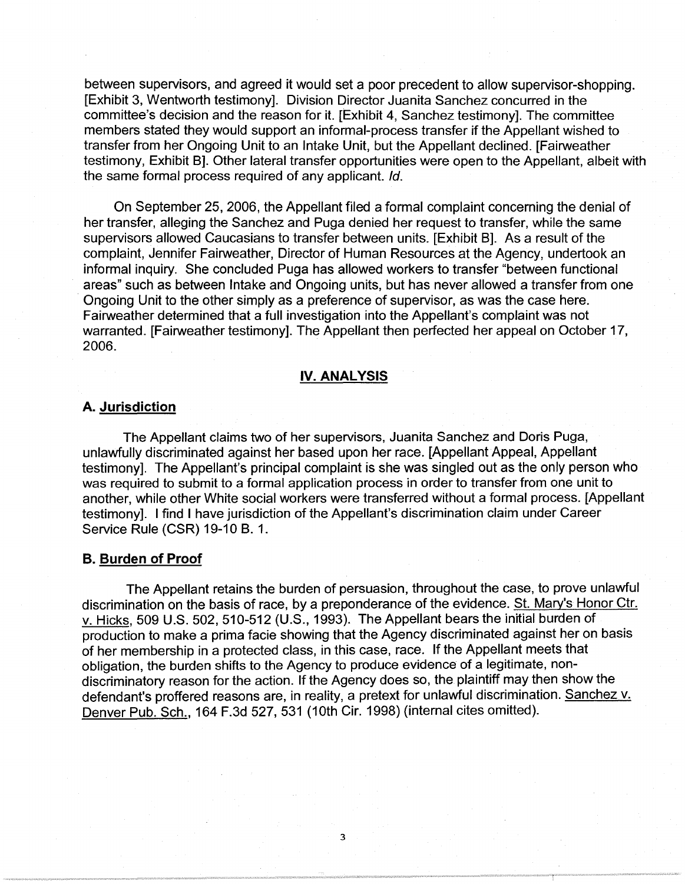between supervisors, and agreed it would set a poor precedent to allow supervisor-shopping. [Exhibit 3, Wentworth testimony]. Division Director Juanita Sanchez concurred in the committee's decision and the reason for it. [Exhibit 4, Sanchez testimony]. The committee members stated they would support an informal-process transfer if the Appellant wished to transfer from her Ongoing Unit to an Intake Unit, but the Appellant declined. [Fairweather testimony, Exhibit B]. Other lateral transfer opportunities were open to the Appellant, albeit with the same formal process required of any applicant. *Id.*

On September 25, 2006, the Appellant filed a formal complaint concerning the denial of her transfer, alleging the Sanchez and Puga denied her request to transfer, while the same supervisors allowed Caucasians to transfer between units. [Exhibit B]. As a result of the complaint, Jennifer Fairweather, Director of Human Resources at the Agency, undertook an informal inquiry. She concluded Puga has allowed workers to transfer "between functional areas" such as between Intake and Ongoing units, but has never allowed a transfer from one Ongoing Unit to the other simply as a preference of supervisor, as was the case here. Fairweather determined that a full investigation into the Appellant's complaint was not warranted. [Fairweather testimony]. The Appellant then perfected her appeal on October 17, 2006.

## IV. ANALYSIS

### A. Jurisdiction

The Appellant claims two of her supervisors, Juanita Sanchez and Doris Puga, unlawfully discriminated against her based upon her race. [Appellant Appeal, Appellant testimony]. The Appellant's principal complaint is she was singled out as the only person who was required to submit to a formal application process in order to transfer from one unit to another, while other White social workers were transferred without a formal process. [Appellant testimony]. I find I have jurisdiction of the Appellant's discrimination claim under Career Service Rule (CSR) 19-10 B. 1.

### B. Burden of Proof

The Appellant retains the burden of persuasion, throughout the case, to prove unlawful discrimination on the basis of race, by a preponderance of the evidence. St. Mary's Honor Ctr. v. Hicks, 509 U.S. 502, 510-512 (U.S., 1993). The Appellant bears the initial burden of production to make a prima facie showing that the Agency discriminated against her on basis of her membership in a protected class, in this case, race. If the Appellant meets that obligation, the burden shifts to the Agency to produce evidence of a legitimate, non-discriminatory reason for the action. If the Agency does so, the plaintiff may then show the defendant's proffered reasons are, in reality, a pretext for unlawful discrimination. Sanchez v. Denver Pub. Sch., 164 F.3d 527, 531 (10th Cir. 1998) (internal cites omitted).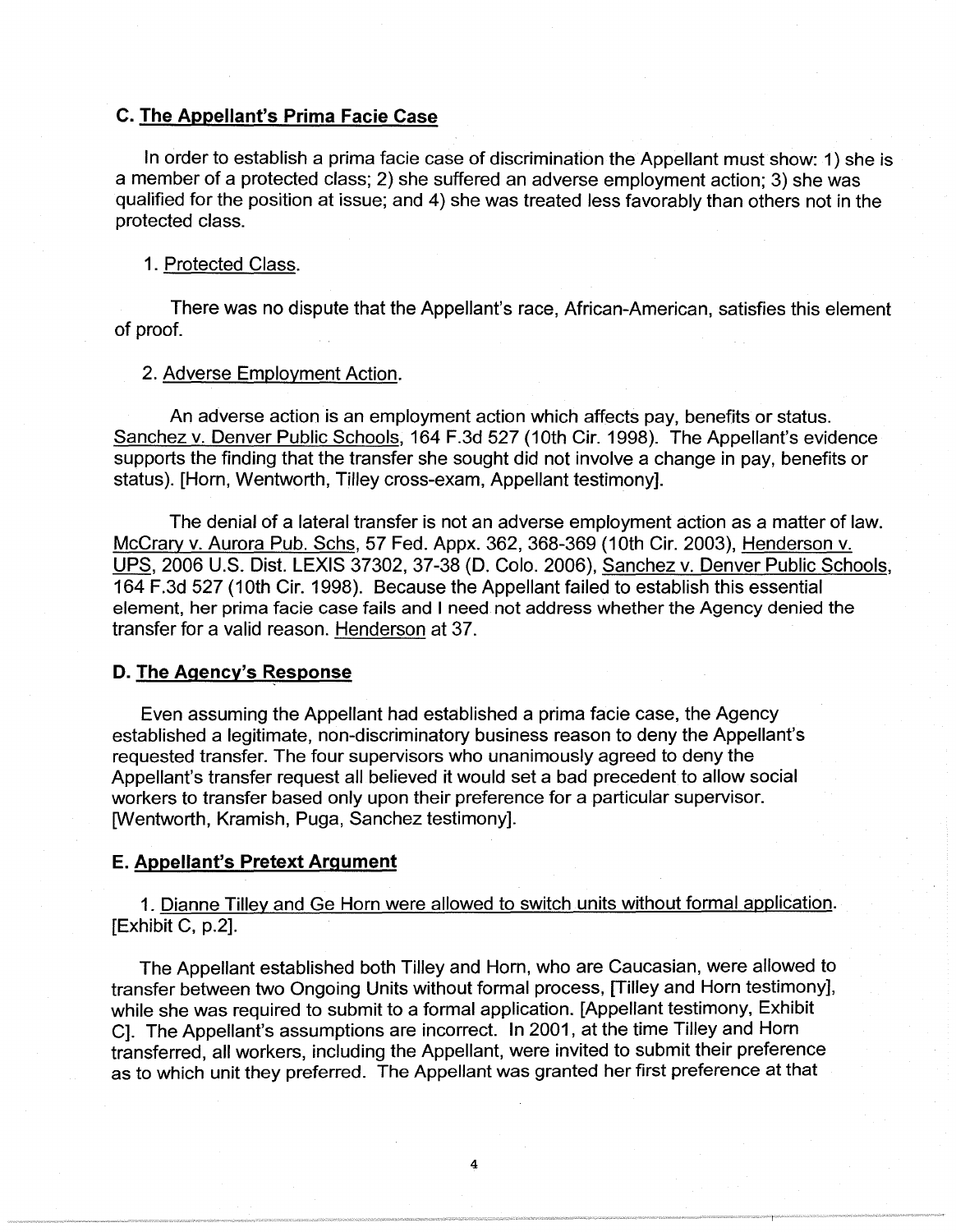## C. The Appellant's Prima Facie Case

In order to establish a prima facie case of discrimination the Appellant must show: 1) she is a member of a protected class; 2) she suffered an adverse employment action; 3) she was qualified for the position at issue; and 4) she was treated less favorably than others not in the protected class.

### 1. Protected Class.

There was no dispute that the Appellant's race, African-American, satisfies this element of proof.

### 2. Adverse Employment Action.

An adverse action is an employment action which affects pay, benefits or status. Sanchez v. Denver Public Schools, 164 F.3d 527 (10th Cir. 1998). The Appellant's evidence supports the finding that the transfer she sought did not involve a change in pay, benefits or status). [Horn, Wentworth, Tilley cross-exam, Appellant testimony].

The denial of a lateral transfer is not an adverse employment action as a matter of law. McCrary v. Aurora Pub. Schs, 57 Fed. Appx. 362, 368-369 (10th Cir. 2003), Henderson v. UPS, 2006 U.S. Dist. LEXIS 37302, 37-38 (D. Colo. 2006), Sanchez v. Denver Public Schools, 164 F.3d 527 (10th Cir. 1998). Because the Appellant failed to establish this essential element, her prima facie case fails and I need not address whether the Agency denied the transfer for a valid reason. Henderson at 37.

## D. The Agency's Response

Even assuming the Appellant had established a prima facie case, the Agency established a legitimate, non-discriminatory business reason to deny the Appellant's requested transfer. The four supervisors who unanimously agreed to deny the Appellant's transfer request all believed it would set a bad precedent to allow social workers to transfer based only upon their preference for a particular supervisor. [Wentworth, Kramish, Puga, Sanchez testimony].

## E. Appellant's Pretext Argument

1. Dianne Tilley and Ge Horn were allowed to switch units without formal application. [Exhibit C, p.2].

The Appellant established both Tilley and Horn, who are Caucasian, were allowed to transfer between two Ongoing Units without formal process, [Tilley and Horn testimony], while she was required to submit to a formal application. [Appellant testimony, Exhibit C]. The Appellant's assumptions are incorrect. In 2001, at the time Tilley and Horn transferred, all workers, including the Appellant, were invited to submit their preference as to which unit they preferred. The Appellant was granted her first preference at that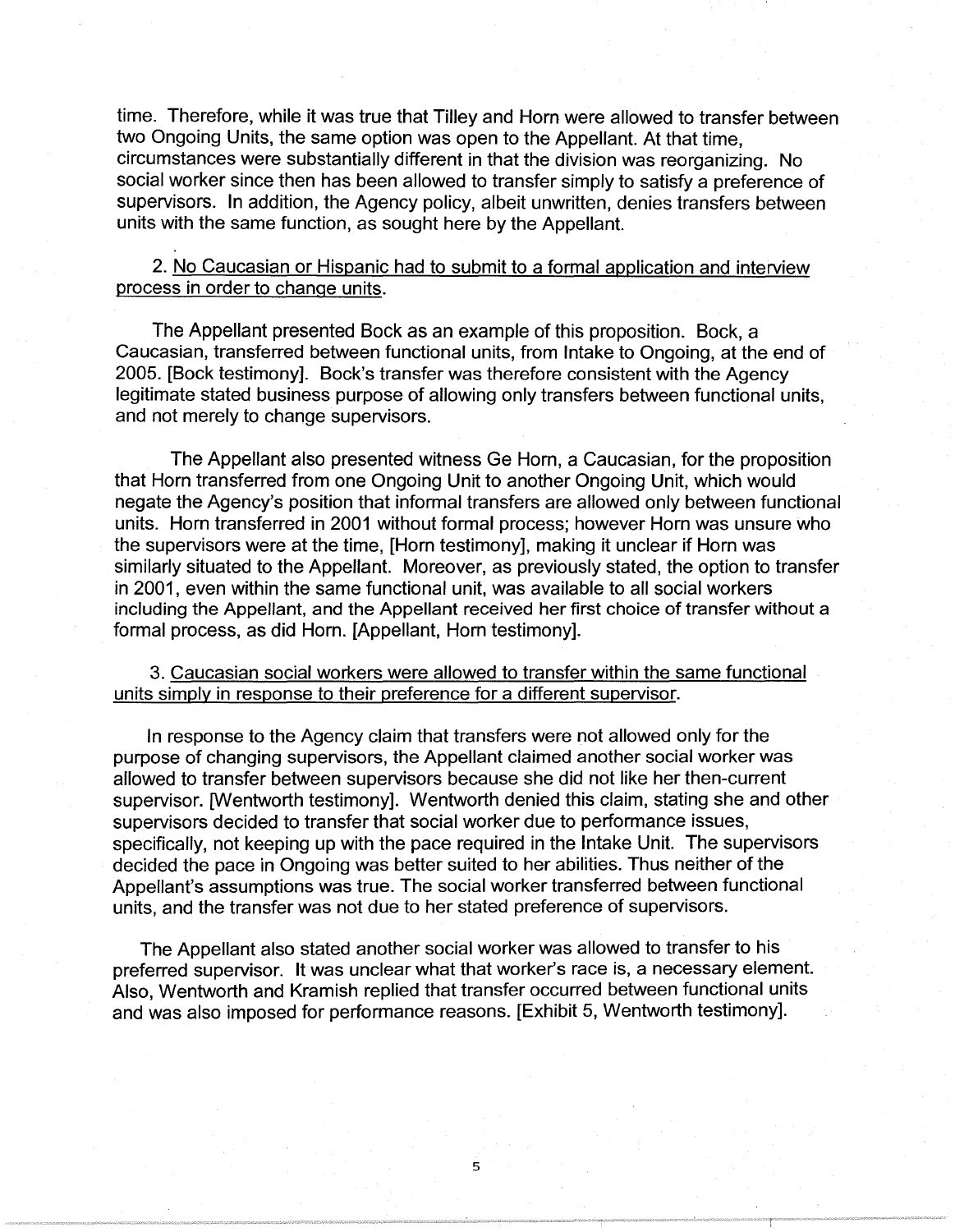time. Therefore, while it was true that Tilley and Horn were allowed to transfer between two Ongoing Units, the same option was open to the Appellant. At that time, circumstances were substantially different in that the division was reorganizing. No social worker since then has been allowed to transfer simply to satisfy a preference of supervisors. In addition, the Agency policy, albeit unwritten, denies transfers between units with the same function, as sought here by the Appellant.

2. <u>No Caucasian or Hispanic had to submit to a formal application and interview process in order to change units.</u>

The Appellant presented Bock as an example of this proposition. Bock, a Caucasian, transferred between functional units, from Intake to Ongoing, at the end of 2005. [Bock testimony]. Bock's transfer was therefore consistent with the Agency legitimate stated business purpose of allowing only transfers between functional units, and not merely to change supervisors.

The Appellant also presented witness Ge Horn, a Caucasian, for the proposition that Horn transferred from one Ongoing Unit to another Ongoing Unit, which would negate the Agency's position that informal transfers are allowed only between functional units. Horn transferred in 2001 without formal process; however Horn was unsure who the supervisors were at the time, [Horn testimony], making it unclear if Horn was similarly situated to the Appellant. Moreover, as previously stated, the option to transfer in 2001, even within the same functional unit, was available to all social workers including the Appellant, and the Appellant received her first choice of transfer without a formal process, as did Horn. [Appellant, Horn testimony].

3. <u>Caucasian social workers were allowed to transfer within the same functional units simply in response to their preference for a different supervisor.</u>

In response to the Agency claim that transfers were not allowed only for the purpose of changing supervisors, the Appellant claimed another social worker was allowed to transfer between supervisors because she did not like her then-current supervisor. [Wentworth testimony]. Wentworth denied this claim, stating she and other supervisors decided to transfer that social worker due to performance issues, specifically, not keeping up with the pace required in the Intake Unit. The supervisors decided the pace in Ongoing was better suited to her abilities. Thus neither of the Appellant's assumptions was true. The social worker transferred between functional units, and the transfer was not due to her stated preference of supervisors.

The Appellant also stated another social worker was allowed to transfer to his preferred supervisor. It was unclear what that worker's race is, a necessary element. Also, Wentworth and Kramish replied that transfer occurred between functional units and was also imposed for performance reasons. [Exhibit 5, Wentworth testimony].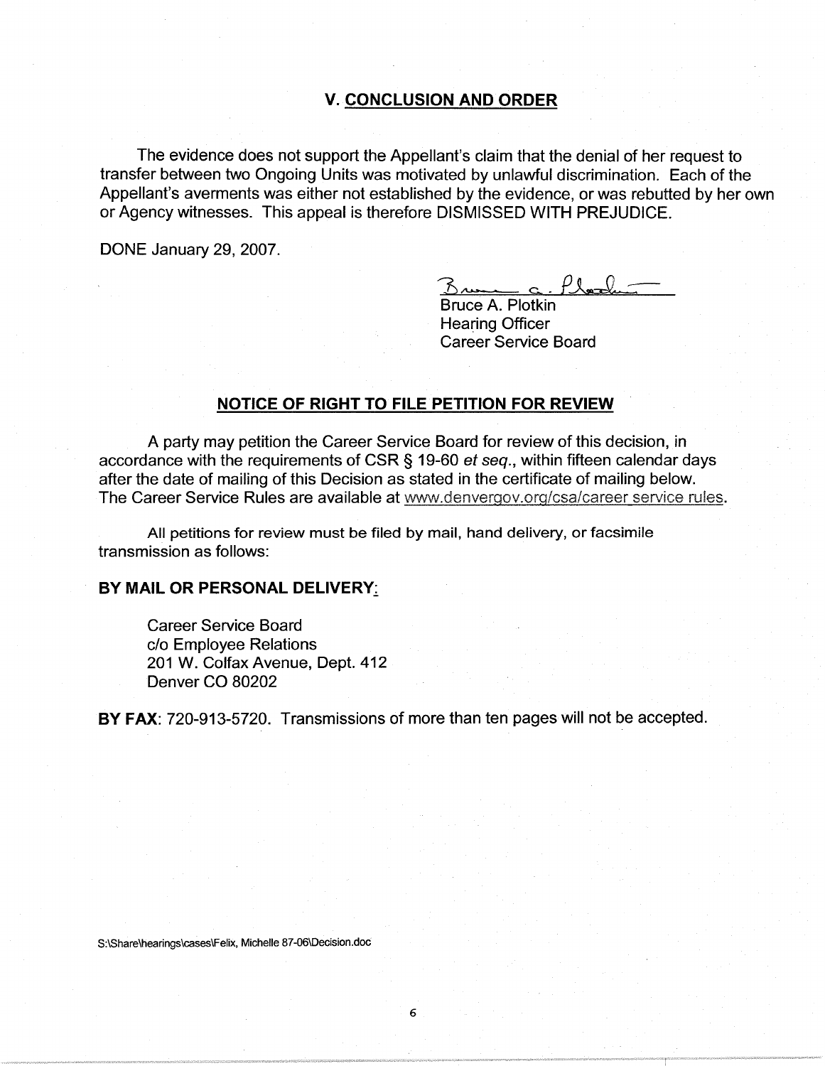## V. CONCLUSION AND ORDER

The evidence does not support the Appellant's claim that the denial of her request to transfer between two Ongoing Units was motivated by unlawful discrimination. Each of the Appellant's averments was either not established by the evidence, or was rebutted by her own or Agency witnesses. This appeal is therefore DISMISSED WITH PREJUDICE.

DONE January 29, 2007.

Bruce A. Plotkin
Hearing Officer
Career Service Board

## NOTICE OF RIGHT TO FILE PETITION FOR REVIEW

A party may petition the Career Service Board for review of this decision, in accordance with the requirements of CSR § 19-60 *et seq.*, within fifteen calendar days after the date of mailing of this Decision as stated in the certificate of mailing below. The Career Service Rules are available at www.denvergov.org/csa/career service rules.

All petitions for review must be filed by mail, hand delivery, or facsimile transmission as follows:

**BY MAIL OR PERSONAL DELIVERY:**

Career Service Board
c/o Employee Relations
201 W. Colfax Avenue, Dept. 412
Denver CO 80202

**BY FAX**: 720-913-5720. Transmissions of more than ten pages will not be accepted.

S:\Share\hearings\cases\Felix, Michelle 87-06\Decision.doc